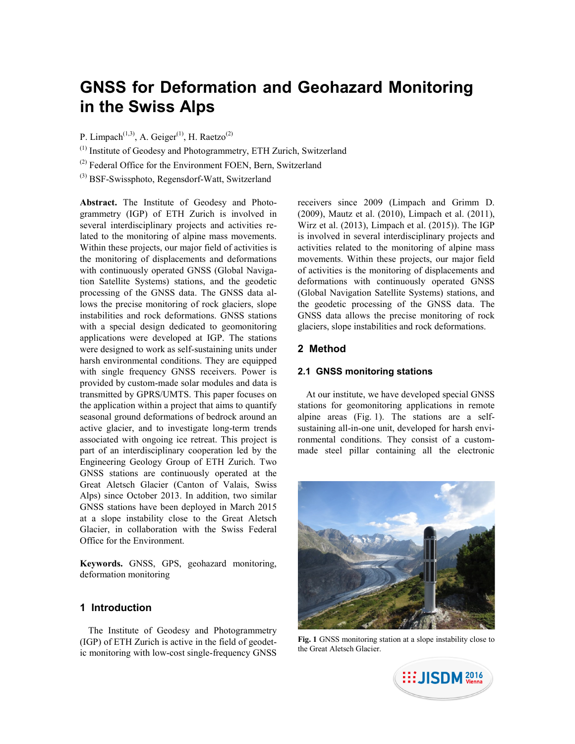# GNSS for Deformation and Geohazard Monitoring in the Swiss Alps

P. Limpach[(1,3)], A. Geiger[(1)], H. Raetzo[(2)]

[(1)] Institute of Geodesy and Photogrammetry, ETH Zurich, Switzerland

[(2)] Federal Office for the Environment FOEN, Bern, Switzerland

[(3)] BSF-Swissphoto, Regensdorf-Watt, Switzerland

**Abstract.** The Institute of Geodesy and Photogrammetry (IGP) of ETH Zurich is involved in several interdisciplinary projects and activities related to the monitoring of alpine mass movements. Within these projects, our major field of activities is the monitoring of displacements and deformations with continuously operated GNSS (Global Navigation Satellite Systems) stations, and the geodetic processing of the GNSS data. The GNSS data allows the precise monitoring of rock glaciers, slope instabilities and rock deformations. GNSS stations with a special design dedicated to geomonitoring applications were developed at IGP. The stations were designed to work as self-sustaining units under harsh environmental conditions. They are equipped with single frequency GNSS receivers. Power is provided by custom-made solar modules and data is transmitted by GPRS/UMTS. This paper focuses on the application within a project that aims to quantify seasonal ground deformations of bedrock around an active glacier, and to investigate long-term trends associated with ongoing ice retreat. This project is part of an interdisciplinary cooperation led by the Engineering Geology Group of ETH Zurich. Two GNSS stations are continuously operated at the Great Aletsch Glacier (Canton of Valais, Swiss Alps) since October 2013. In addition, two similar GNSS stations have been deployed in March 2015 at a slope instability close to the Great Aletsch Glacier, in collaboration with the Swiss Federal Office for the Environment.

**Keywords.** GNSS, GPS, geohazard monitoring, deformation monitoring

## 1 Introduction

The Institute of Geodesy and Photogrammetry (IGP) of ETH Zurich is active in the field of geodetic monitoring with low-cost single-frequency GNSS receivers since 2009 (Limpach and Grimm D. (2009), Mautz et al. (2010), Limpach et al. (2011), Wirz et al. (2013), Limpach et al. (2015)). The IGP is involved in several interdisciplinary projects and activities related to the monitoring of alpine mass movements. Within these projects, our major field of activities is the monitoring of displacements and deformations with continuously operated GNSS (Global Navigation Satellite Systems) stations, and the geodetic processing of the GNSS data. The GNSS data allows the precise monitoring of rock glaciers, slope instabilities and rock deformations.

## 2 Method

### 2.1 GNSS monitoring stations

At our institute, we have developed special GNSS stations for geomonitoring applications in remote alpine areas (Fig. 1). The stations are a self-sustaining all-in-one unit, developed for harsh environmental conditions. They consist of a custom-made steel pillar containing all the electronic

**Fig. 1** GNSS monitoring station at a slope instability close to the Great Aletsch Glacier.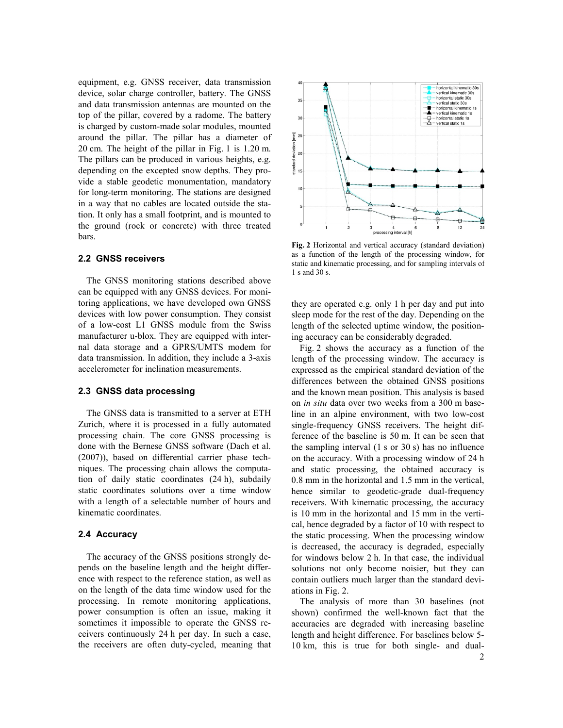equipment, e.g. GNSS receiver, data transmission device, solar charge controller, battery. The GNSS and data transmission antennas are mounted on the top of the pillar, covered by a radome. The battery is charged by custom-made solar modules, mounted around the pillar. The pillar has a diameter of 20 cm. The height of the pillar in Fig. 1 is 1.20 m. The pillars can be produced in various heights, e.g. depending on the excepted snow depths. They provide a stable geodetic monumentation, mandatory for long-term monitoring. The stations are designed in a way that no cables are located outside the station. It only has a small footprint, and is mounted to the ground (rock or concrete) with three treated bars.

## 2.2 GNSS receivers

The GNSS monitoring stations described above can be equipped with any GNSS devices. For monitoring applications, we have developed own GNSS devices with low power consumption. They consist of a low-cost L1 GNSS module from the Swiss manufacturer u-blox. They are equipped with internal data storage and a GPRS/UMTS modem for data transmission. In addition, they include a 3-axis accelerometer for inclination measurements.

## 2.3 GNSS data processing

The GNSS data is transmitted to a server at ETH Zurich, where it is processed in a fully automated processing chain. The core GNSS processing is done with the Bernese GNSS software (Dach et al. (2007)), based on differential carrier phase techniques. The processing chain allows the computation of daily static coordinates (24 h), subdaily static coordinates solutions over a time window with a length of a selectable number of hours and kinematic coordinates.

## 2.4 Accuracy

The accuracy of the GNSS positions strongly depends on the baseline length and the height difference with respect to the reference station, as well as on the length of the data time window used for the processing. In remote monitoring applications, power consumption is often an issue, making it sometimes it impossible to operate the GNSS receivers continuously 24 h per day. In such a case, the receivers are often duty-cycled, meaning that they are operated e.g. only 1 h per day and put into sleep mode for the rest of the day. Depending on the length of the selected uptime window, the positioning accuracy can be considerably degraded.

**Fig. 2** Horizontal and vertical accuracy (standard deviation) as a function of the length of the processing window, for static and kinematic processing, and for sampling intervals of 1 s and 30 s.

Fig. 2 shows the accuracy as a function of the length of the processing window. The accuracy is expressed as the empirical standard deviation of the differences between the obtained GNSS positions and the known mean position. This analysis is based on *in situ* data over two weeks from a 300 m baseline in an alpine environment, with two low-cost single-frequency GNSS receivers. The height difference of the baseline is 50 m. It can be seen that the sampling interval (1 s or 30 s) has no influence on the accuracy. With a processing window of 24 h and static processing, the obtained accuracy is 0.8 mm in the horizontal and 1.5 mm in the vertical, hence similar to geodetic-grade dual-frequency receivers. With kinematic processing, the accuracy is 10 mm in the horizontal and 15 mm in the vertical, hence degraded by a factor of 10 with respect to the static processing. When the processing window is decreased, the accuracy is degraded, especially for windows below 2 h. In that case, the individual solutions not only become noisier, but they can contain outliers much larger than the standard deviations in Fig. 2.

The analysis of more than 30 baselines (not shown) confirmed the well-known fact that the accuracies are degraded with increasing baseline length and height difference. For baselines below 5-10 km, this is true for both single- and dual-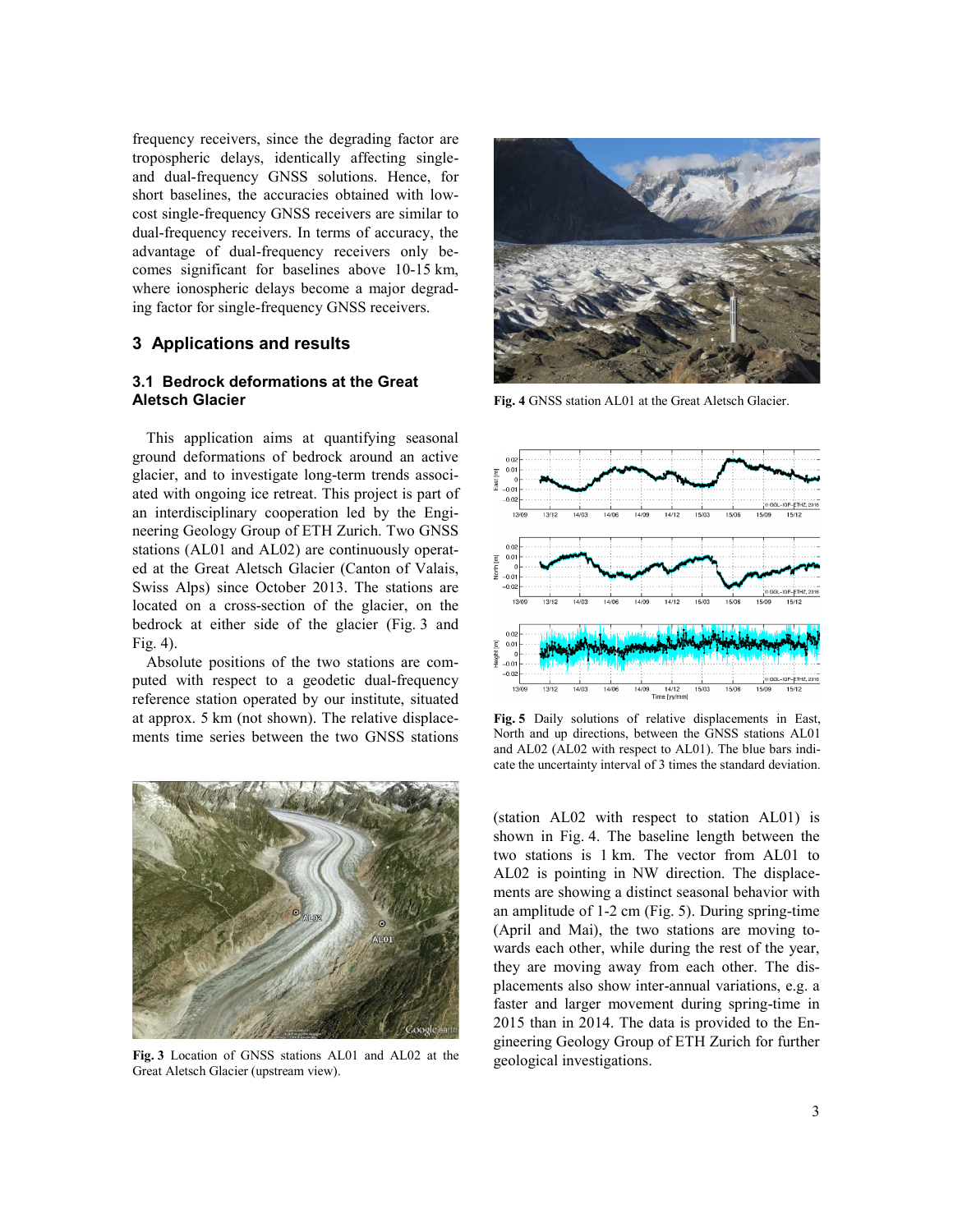frequency receivers, since the degrading factor are tropospheric delays, identically affecting single- and dual-frequency GNSS solutions. Hence, for short baselines, the accuracies obtained with low-cost single-frequency GNSS receivers are similar to dual-frequency receivers. In terms of accuracy, the advantage of dual-frequency receivers only becomes significant for baselines above 10-15 km, where ionospheric delays become a major degrading factor for single-frequency GNSS receivers.

## 3 Applications and results

### 3.1 Bedrock deformations at the Great Aletsch Glacier

This application aims at quantifying seasonal ground deformations of bedrock around an active glacier, and to investigate long-term trends associated with ongoing ice retreat. This project is part of an interdisciplinary cooperation led by the Engineering Geology Group of ETH Zurich. Two GNSS stations (AL01 and AL02) are continuously operated at the Great Aletsch Glacier (Canton of Valais, Swiss Alps) since October 2013. The stations are located on a cross-section of the glacier, on the bedrock at either side of the glacier (Fig. 3 and Fig. 4).

Absolute positions of the two stations are computed with respect to a geodetic dual-frequency reference station operated by our institute, situated at approx. 5 km (not shown). The relative displacements time series between the two GNSS stations (station AL02 with respect to station AL01) is shown in Fig. 4. The baseline length between the two stations is 1 km. The vector from AL01 to AL02 is pointing in NW direction. The displacements are showing a distinct seasonal behavior with an amplitude of 1-2 cm (Fig. 5). During spring-time (April and Mai), the two stations are moving towards each other, while during the rest of the year, they are moving away from each other. The displacements also show inter-annual variations, e.g. a faster and larger movement during spring-time in 2015 than in 2014. The data is provided to the Engineering Geology Group of ETH Zurich for further geological investigations.

**Fig. 3** Location of GNSS stations AL01 and AL02 at the Great Aletsch Glacier (upstream view).

**Fig. 4** GNSS station AL01 at the Great Aletsch Glacier.

**Fig. 5** Daily solutions of relative displacements in East, North and up directions, between the GNSS stations AL01 and AL02 (AL02 with respect to AL01). The blue bars indicate the uncertainty interval of 3 times the standard deviation.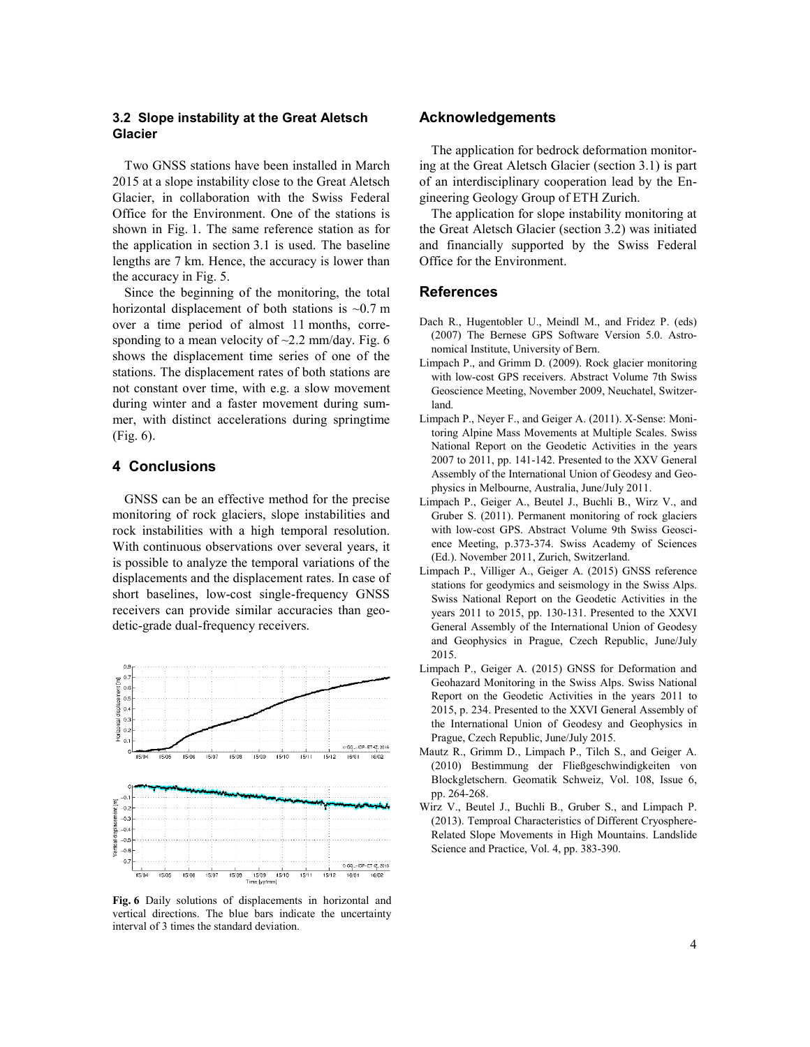### 3.2 Slope instability at the Great Aletsch Glacier

Two GNSS stations have been installed in March 2015 at a slope instability close to the Great Aletsch Glacier, in collaboration with the Swiss Federal Office for the Environment. One of the stations is shown in Fig. 1. The same reference station as for the application in section 3.1 is used. The baseline lengths are 7 km. Hence, the accuracy is lower than the accuracy in Fig. 5.

Since the beginning of the monitoring, the total horizontal displacement of both stations is ~0.7 m over a time period of almost 11 months, corresponding to a mean velocity of ~2.2 mm/day. Fig. 6 shows the displacement time series of one of the stations. The displacement rates of both stations are not constant over time, with e.g. a slow movement during winter and a faster movement during summer, with distinct accelerations during springtime (Fig. 6).

## 4 Conclusions

GNSS can be an effective method for the precise monitoring of rock glaciers, slope instabilities and rock instabilities with a high temporal resolution. With continuous observations over several years, it is possible to analyze the temporal variations of the displacements and the displacement rates. In case of short baselines, low-cost single-frequency GNSS receivers can provide similar accuracies than geodetic-grade dual-frequency receivers.

Horizontal displacement [m]

0.8
0.7
0.6
0.5
0.4
0.3
0.2
0.1
0

15/04 15/05 15/06 15/07 15/08 15/09 15/10 15/11 15/12 16/01 16/02

© GGL - IGP - ETH 2016

Vertical displacement [m]

0
-0.1
-0.2
-0.3
-0.4
-0.5
-0.6
-0.7

15/04 15/05 15/06 15/07 15/08 15/09 15/10 15/11 15/12 16/01 16/02

Time [yy/mm]

© GGL - IGP - ETH 2016

**Fig. 6** Daily solutions of displacements in horizontal and vertical directions. The blue bars indicate the uncertainty interval of 3 times the standard deviation.

## Acknowledgements

The application for bedrock deformation monitoring at the Great Aletsch Glacier (section 3.1) is part of an interdisciplinary cooperation lead by the Engineering Geology Group of ETH Zurich.

The application for slope instability monitoring at the Great Aletsch Glacier (section 3.2) was initiated and financially supported by the Swiss Federal Office for the Environment.

## References

Dach R., Hugentobler U., Meindl M., and Fridez P. (eds) (2007) The Bernese GPS Software Version 5.0. Astronomical Institute, University of Bern.

Limpach P., and Grimm D. (2009). Rock glacier monitoring with low-cost GPS receivers. Abstract Volume 7th Swiss Geoscience Meeting, November 2009, Neuchatel, Switzerland.

Limpach P., Neyer F., and Geiger A. (2011). X-Sense: Monitoring Alpine Mass Movements at Multiple Scales. Swiss National Report on the Geodetic Activities in the years 2007 to 2011, pp. 141-142. Presented to the XXV General Assembly of the International Union of Geodesy and Geophysics in Melbourne, Australia, June/July 2011.

Limpach P., Geiger A., Beutel J., Buchli B., Wirz V., and Gruber S. (2011). Permanent monitoring of rock glaciers with low-cost GPS. Abstract Volume 9th Swiss Geoscience Meeting, p.373-374. Swiss Academy of Sciences (Ed.). November 2011, Zurich, Switzerland.

Limpach P., Villiger A., Geiger A. (2015) GNSS reference stations for geodymics and seismology in the Swiss Alps. Swiss National Report on the Geodetic Activities in the years 2011 to 2015, pp. 130-131. Presented to the XXVI General Assembly of the International Union of Geodesy and Geophysics in Prague, Czech Republic, June/July 2015.

Limpach P., Geiger A. (2015) GNSS for Deformation and Geohazard Monitoring in the Swiss Alps. Swiss National Report on the Geodetic Activities in the years 2011 to 2015, p. 234. Presented to the XXVI General Assembly of the International Union of Geodesy and Geophysics in Prague, Czech Republic, June/July 2015.

Mautz R., Grimm D., Limpach P., Tilch S., and Geiger A. (2010) Bestimmung der Fließgeschwindigkeiten von Blockgletschern. Geomatik Schweiz, Vol. 108, Issue 6, pp. 264-268.

Wirz V., Beutel J., Buchli B., Gruber S., and Limpach P. (2013). Temproal Characteristics of Different Cryosphere-Related Slope Movements in High Mountains. Landslide Science and Practice, Vol. 4, pp. 383-390.